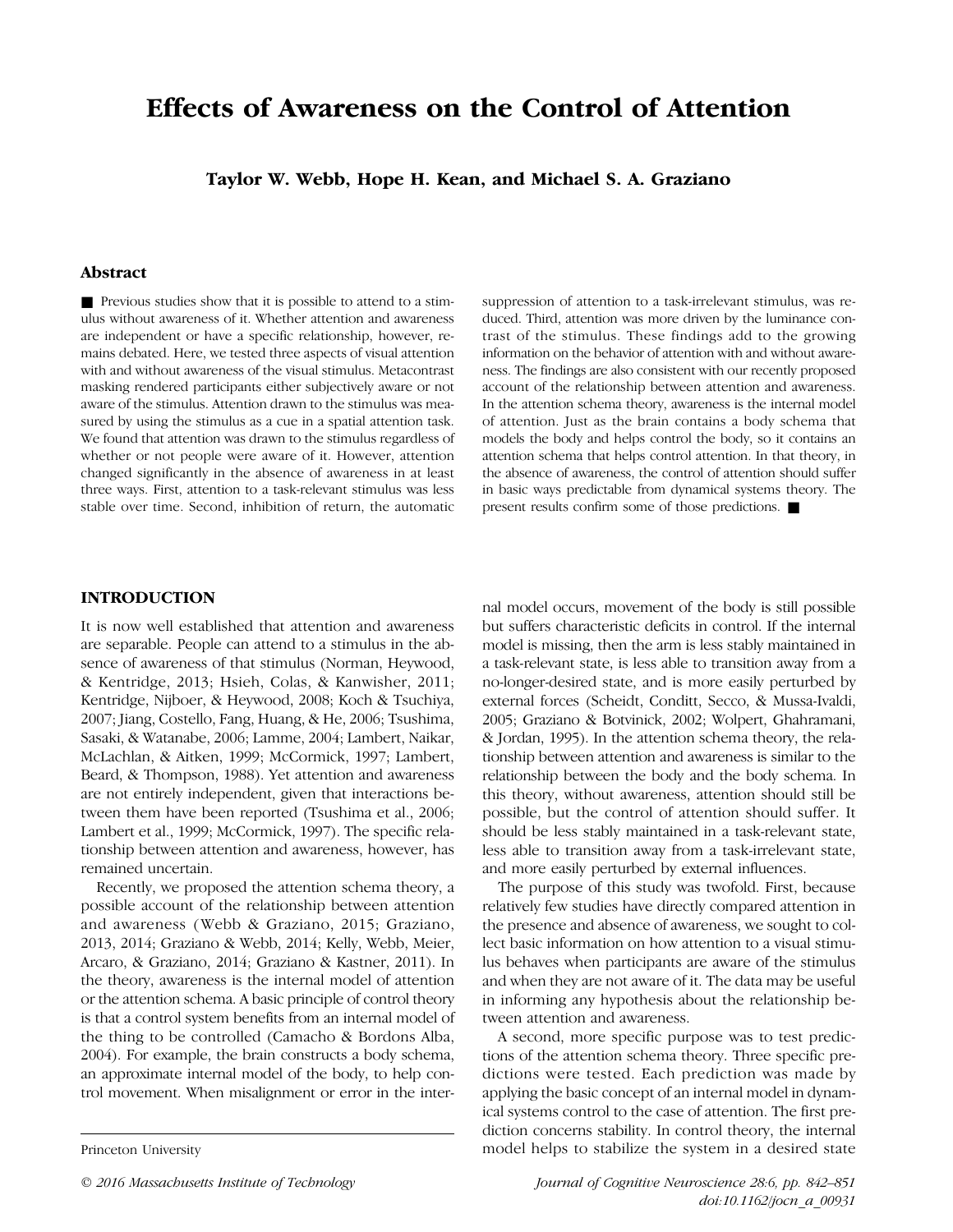# Effects of Awareness on the Control of Attention

**Taylor W. Webb, Hope H. Kean, and Michael S. A. Graziano**

## Abstract

■ Previous studies show that it is possible to attend to a stimulus without awareness of it. Whether attention and awareness are independent or have a specific relationship, however, remains debated. Here, we tested three aspects of visual attention with and without awareness of the visual stimulus. Metacontrast masking rendered participants either subjectively aware or not aware of the stimulus. Attention drawn to the stimulus was measured by using the stimulus as a cue in a spatial attention task. We found that attention was drawn to the stimulus regardless of whether or not people were aware of it. However, attention changed significantly in the absence of awareness in at least three ways. First, attention to a task-relevant stimulus was less stable over time. Second, inhibition of return, the automatic suppression of attention to a task-irrelevant stimulus, was reduced. Third, attention was more driven by the luminance contrast of the stimulus. These findings add to the growing information on the behavior of attention with and without awareness. The findings are also consistent with our recently proposed account of the relationship between attention and awareness. In the attention schema theory, awareness is the internal model of attention. Just as the brain contains a body schema that models the body and helps control the body, so it contains an attention schema that helps control attention. In that theory, in the absence of awareness, the control of attention should suffer in basic ways predictable from dynamical systems theory. The present results confirm some of those predictions. ■

## INTRODUCTION

It is now well established that attention and awareness are separable. People can attend to a stimulus in the absence of awareness of that stimulus (Norman, Heywood, & Kentridge, 2013; Hsieh, Colas, & Kanwisher, 2011; Kentridge, Nijboer, & Heywood, 2008; Koch & Tsuchiya, 2007; Jiang, Costello, Fang, Huang, & He, 2006; Tsushima, Sasaki, & Watanabe, 2006; Lamme, 2004; Lambert, Naikar, McLachlan, & Aitken, 1999; McCormick, 1997; Lambert, Beard, & Thompson, 1988). Yet attention and awareness are not entirely independent, given that interactions between them have been reported (Tsushima et al., 2006; Lambert et al., 1999; McCormick, 1997). The specific relationship between attention and awareness, however, has remained uncertain.

Recently, we proposed the attention schema theory, a possible account of the relationship between attention and awareness (Webb & Graziano, 2015; Graziano, 2013, 2014; Graziano & Webb, 2014; Kelly, Webb, Meier, Arcaro, & Graziano, 2014; Graziano & Kastner, 2011). In the theory, awareness is the internal model of attention or the attention schema. A basic principle of control theory is that a control system benefits from an internal model of the thing to be controlled (Camacho & Bordons Alba, 2004). For example, the brain constructs a body schema, an approximate internal model of the body, to help control movement. When misalignment or error in the internal model occurs, movement of the body is still possible but suffers characteristic deficits in control. If the internal model is missing, then the arm is less stably maintained in a task-relevant state, is less able to transition away from a no-longer-desired state, and is more easily perturbed by external forces (Scheidt, Conditt, Secco, & Mussa-Ivaldi, 2005; Graziano & Botvinick, 2002; Wolpert, Ghahramani, & Jordan, 1995). In the attention schema theory, the relationship between attention and awareness is similar to the relationship between the body and the body schema. In this theory, without awareness, attention should still be possible, but the control of attention should suffer. It should be less stably maintained in a task-relevant state, less able to transition away from a task-irrelevant state, and more easily perturbed by external influences.

The purpose of this study was twofold. First, because relatively few studies have directly compared attention in the presence and absence of awareness, we sought to collect basic information on how attention to a visual stimulus behaves when participants are aware of the stimulus and when they are not aware of it. The data may be useful in informing any hypothesis about the relationship between attention and awareness.

A second, more specific purpose was to test predictions of the attention schema theory. Three specific predictions were tested. Each prediction was made by applying the basic concept of an internal model in dynamical systems control to the case of attention. The first prediction concerns stability. In control theory, the internal model helps to stabilize the system in a desired state

Princeton University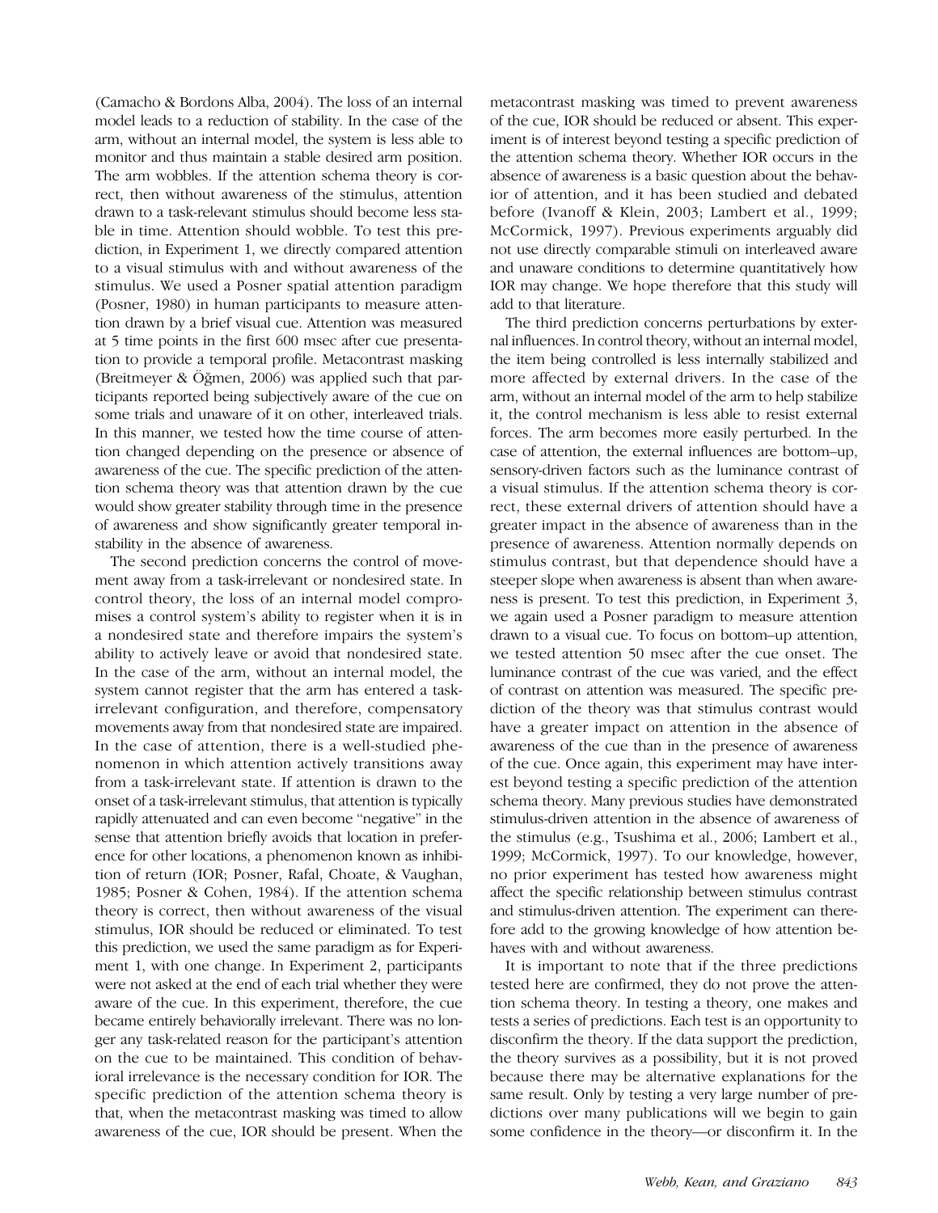(Camacho & Bordons Alba, 2004). The loss of an internal model leads to a reduction of stability. In the case of the arm, without an internal model, the system is less able to monitor and thus maintain a stable desired arm position. The arm wobbles. If the attention schema theory is correct, then without awareness of the stimulus, attention drawn to a task-relevant stimulus should become less stable in time. Attention should wobble. To test this prediction, in Experiment 1, we directly compared attention to a visual stimulus with and without awareness of the stimulus. We used a Posner spatial attention paradigm (Posner, 1980) in human participants to measure attention drawn by a brief visual cue. Attention was measured at 5 time points in the first 600 msec after cue presentation to provide a temporal profile. Metacontrast masking (Breitmeyer & Öğmen, 2006) was applied such that participants reported being subjectively aware of the cue on some trials and unaware of it on other, interleaved trials. In this manner, we tested how the time course of attention changed depending on the presence or absence of awareness of the cue. The specific prediction of the attention schema theory was that attention drawn by the cue would show greater stability through time in the presence of awareness and show significantly greater temporal instability in the absence of awareness.

The second prediction concerns the control of movement away from a task-irrelevant or nondesired state. In control theory, the loss of an internal model compromises a control system's ability to register when it is in a nondesired state and therefore impairs the system's ability to actively leave or avoid that nondesired state. In the case of the arm, without an internal model, the system cannot register that the arm has entered a task-irrelevant configuration, and therefore, compensatory movements away from that nondesired state are impaired. In the case of attention, there is a well-studied phenomenon in which attention actively transitions away from a task-irrelevant state. If attention is drawn to the onset of a task-irrelevant stimulus, that attention is typically rapidly attenuated and can even become "negative" in the sense that attention briefly avoids that location in preference for other locations, a phenomenon known as inhibition of return (IOR; Posner, Rafal, Choate, & Vaughan, 1985; Posner & Cohen, 1984). If the attention schema theory is correct, then without awareness of the visual stimulus, IOR should be reduced or eliminated. To test this prediction, we used the same paradigm as for Experiment 1, with one change. In Experiment 2, participants were not asked at the end of each trial whether they were aware of the cue. In this experiment, therefore, the cue became entirely behaviorally irrelevant. There was no longer any task-related reason for the participant's attention on the cue to be maintained. This condition of behavioral irrelevance is the necessary condition for IOR. The specific prediction of the attention schema theory is that, when the metacontrast masking was timed to allow awareness of the cue, IOR should be present. When the metacontrast masking was timed to prevent awareness of the cue, IOR should be reduced or absent. This experiment is of interest beyond testing a specific prediction of the attention schema theory. Whether IOR occurs in the absence of awareness is a basic question about the behavior of attention, and it has been studied and debated before (Ivanoff & Klein, 2003; Lambert et al., 1999; McCormick, 1997). Previous experiments arguably did not use directly comparable stimuli on interleaved aware and unaware conditions to determine quantitatively how IOR may change. We hope therefore that this study will add to that literature.

The third prediction concerns perturbations by external influences. In control theory, without an internal model, the item being controlled is less internally stabilized and more affected by external drivers. In the case of the arm, without an internal model of the arm to help stabilize it, the control mechanism is less able to resist external forces. The arm becomes more easily perturbed. In the case of attention, the external influences are bottom–up, sensory-driven factors such as the luminance contrast of a visual stimulus. If the attention schema theory is correct, these external drivers of attention should have a greater impact in the absence of awareness than in the presence of awareness. Attention normally depends on stimulus contrast, but that dependence should have a steeper slope when awareness is absent than when awareness is present. To test this prediction, in Experiment 3, we again used a Posner paradigm to measure attention drawn to a visual cue. To focus on bottom–up attention, we tested attention 50 msec after the cue onset. The luminance contrast of the cue was varied, and the effect of contrast on attention was measured. The specific prediction of the theory was that stimulus contrast would have a greater impact on attention in the absence of awareness of the cue than in the presence of awareness of the cue. Once again, this experiment may have interest beyond testing a specific prediction of the attention schema theory. Many previous studies have demonstrated stimulus-driven attention in the absence of awareness of the stimulus (e.g., Tsushima et al., 2006; Lambert et al., 1999; McCormick, 1997). To our knowledge, however, no prior experiment has tested how awareness might affect the specific relationship between stimulus contrast and stimulus-driven attention. The experiment can therefore add to the growing knowledge of how attention behaves with and without awareness.

It is important to note that if the three predictions tested here are confirmed, they do not prove the attention schema theory. In testing a theory, one makes and tests a series of predictions. Each test is an opportunity to disconfirm the theory. If the data support the prediction, the theory survives as a possibility, but it is not proved because there may be alternative explanations for the same result. Only by testing a very large number of predictions over many publications will we begin to gain some confidence in the theory—or disconfirm it. In the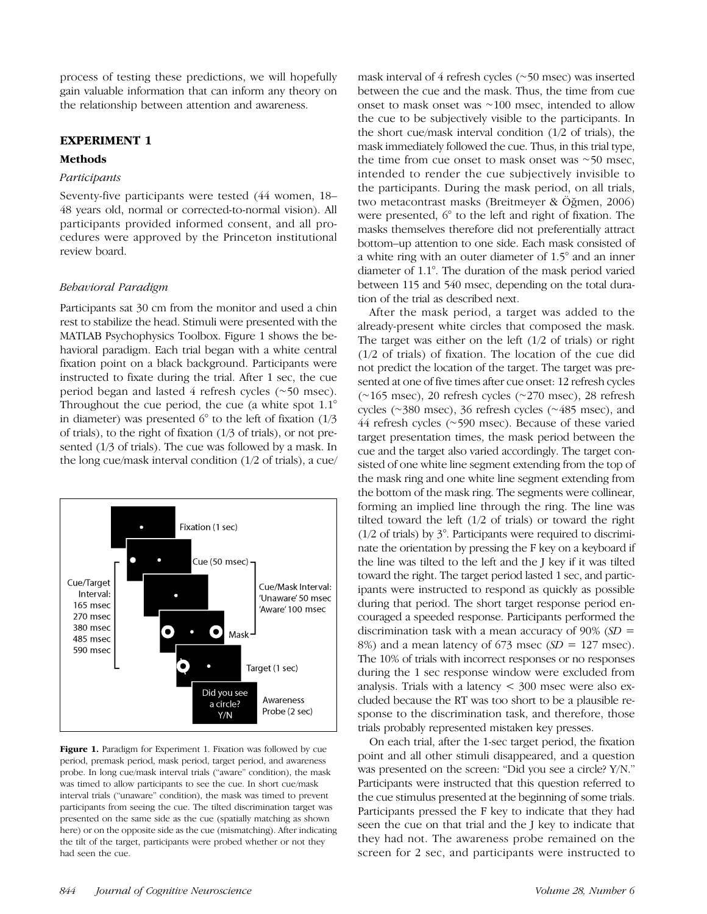process of testing these predictions, we will hopefully gain valuable information that can inform any theory on the relationship between attention and awareness.

## EXPERIMENT 1

### Methods

#### *Participants*

Seventy-five participants were tested (44 women, 18–48 years old, normal or corrected-to-normal vision). All participants provided informed consent, and all procedures were approved by the Princeton institutional review board.

#### *Behavioral Paradigm*

Participants sat 30 cm from the monitor and used a chin rest to stabilize the head. Stimuli were presented with the MATLAB Psychophysics Toolbox. Figure 1 shows the behavioral paradigm. Each trial began with a white central fixation point on a black background. Participants were instructed to fixate during the trial. After 1 sec, the cue period began and lasted 4 refresh cycles (~50 msec). Throughout the cue period, the cue (a white spot 1.1° in diameter) was presented 6° to the left of fixation (1/3 of trials), to the right of fixation (1/3 of trials), or not presented (1/3 of trials). The cue was followed by a mask. In the long cue/mask interval condition (1/2 of trials), a cue/mask interval of 4 refresh cycles (~50 msec) was inserted between the cue and the mask. Thus, the time from cue onset to mask onset was ~100 msec, intended to allow the cue to be subjectively visible to the participants. In the short cue/mask interval condition (1/2 of trials), the mask immediately followed the cue. Thus, in this trial type, the time from cue onset to mask onset was ~50 msec, intended to render the cue subjectively invisible to the participants. During the mask period, on all trials, two metacontrast masks (Breitmeyer & Öğmen, 2006) were presented, 6° to the left and right of fixation. The masks themselves therefore did not preferentially attract bottom–up attention to one side. Each mask consisted of a white ring with an outer diameter of 1.5° and an inner diameter of 1.1°. The duration of the mask period varied between 115 and 540 msec, depending on the total duration of the trial as described next.

After the mask period, a target was added to the already-present white circles that composed the mask. The target was either on the left (1/2 of trials) or right (1/2 of trials) of fixation. The location of the cue did not predict the location of the target. The target was presented at one of five times after cue onset: 12 refresh cycles (~165 msec), 20 refresh cycles (~270 msec), 28 refresh cycles (~380 msec), 36 refresh cycles (~485 msec), and 44 refresh cycles (~590 msec). Because of these varied target presentation times, the mask period between the cue and the target also varied accordingly. The target consisted of one white line segment extending from the top of the mask ring and one white line segment extending from the bottom of the mask ring. The segments were collinear, forming an implied line through the ring. The line was tilted toward the left (1/2 of trials) or toward the right (1/2 of trials) by 3°. Participants were required to discriminate the orientation by pressing the F key on a keyboard if the line was tilted to the left and the J key if it was tilted toward the right. The target period lasted 1 sec, and participants were instructed to respond as quickly as possible during that period. The short target response period encouraged a speeded response. Participants performed the discrimination task with a mean accuracy of 90% (*SD* = 8%) and a mean latency of 673 msec (*SD* = 127 msec). The 10% of trials with incorrect responses or no responses during the 1 sec response window were excluded from analysis. Trials with a latency < 300 msec were also excluded because the RT was too short to be a plausible response to the discrimination task, and therefore, those trials probably represented mistaken key presses.

On each trial, after the 1-sec target period, the fixation point and all other stimuli disappeared, and a question was presented on the screen: "Did you see a circle? Y/N." Participants were instructed that this question referred to the cue stimulus presented at the beginning of some trials. Participants pressed the F key to indicate that they had seen the cue on that trial and the J key to indicate that they had not. The awareness probe remained on the screen for 2 sec, and participants were instructed to

**Figure 1.** Paradigm for Experiment 1. Fixation was followed by cue period, premask period, mask period, target period, and awareness probe. In long cue/mask interval trials ("aware" condition), the mask was timed to allow participants to see the cue. In short cue/mask interval trials ("unaware" condition), the mask was timed to prevent participants from seeing the cue. The tilted discrimination target was presented on the same side as the cue (spatially matching as shown here) or on the opposite side as the cue (mismatching). After indicating the tilt of the target, participants were probed whether or not they had seen the cue.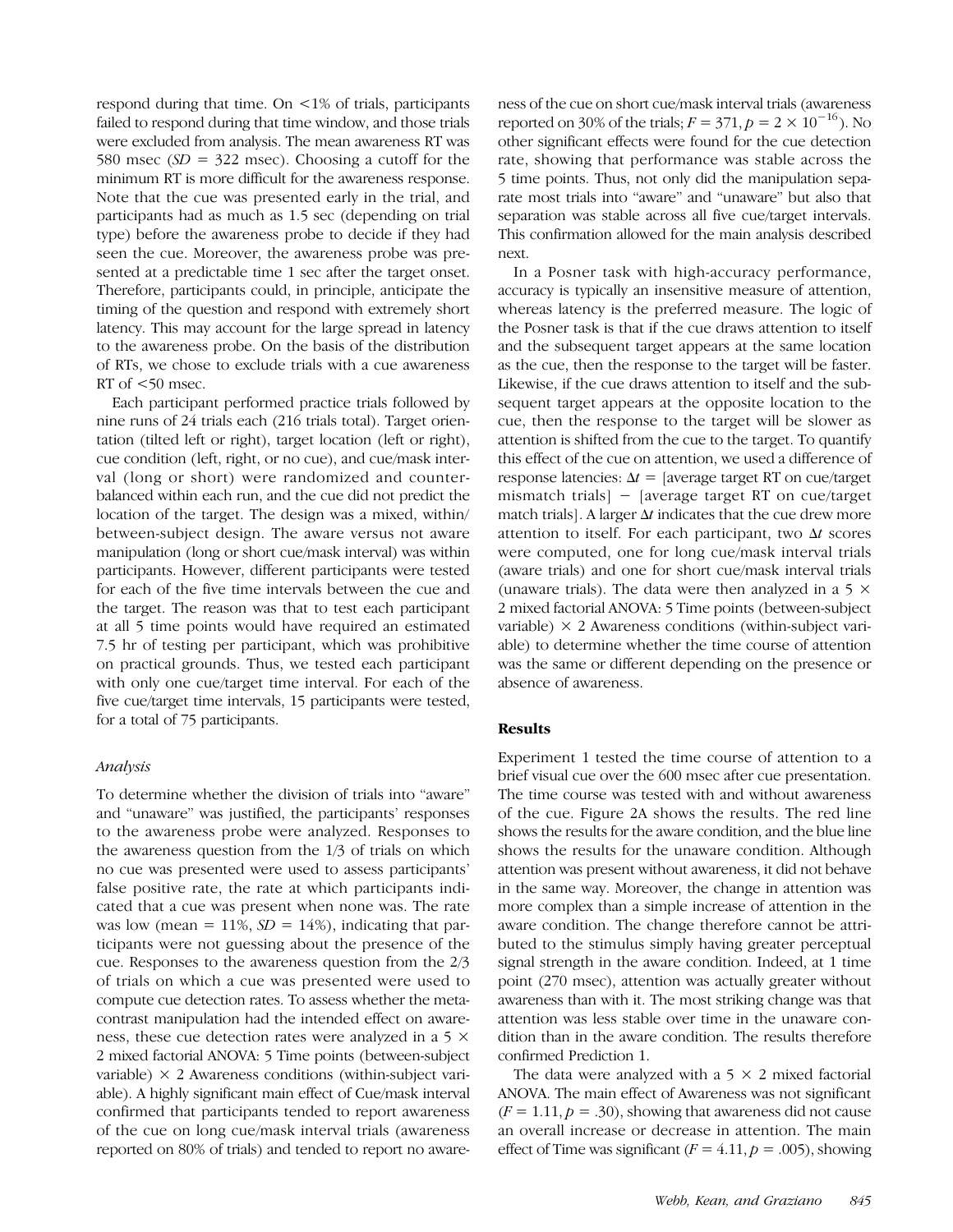respond during that time. On <1% of trials, participants failed to respond during that time window, and those trials were excluded from analysis. The mean awareness RT was 580 msec ($SD$ = 322 msec). Choosing a cutoff for the minimum RT is more difficult for the awareness response. Note that the cue was presented early in the trial, and participants had as much as 1.5 sec (depending on trial type) before the awareness probe to decide if they had seen the cue. Moreover, the awareness probe was presented at a predictable time 1 sec after the target onset. Therefore, participants could, in principle, anticipate the timing of the question and respond with extremely short latency. This may account for the large spread in latency to the awareness probe. On the basis of the distribution of RTs, we chose to exclude trials with a cue awareness RT of <50 msec.

Each participant performed practice trials followed by nine runs of 24 trials each (216 trials total). Target orientation (tilted left or right), target location (left or right), cue condition (left, right, or no cue), and cue/mask interval (long or short) were randomized and counterbalanced within each run, and the cue did not predict the location of the target. The design was a mixed, within/between-subject design. The aware versus not aware manipulation (long or short cue/mask interval) was within participants. However, different participants were tested for each of the five time intervals between the cue and the target. The reason was that to test each participant at all 5 time points would have required an estimated 7.5 hr of testing per participant, which was prohibitive on practical grounds. Thus, we tested each participant with only one cue/target time interval. For each of the five cue/target time intervals, 15 participants were tested, for a total of 75 participants.

### *Analysis*

To determine whether the division of trials into "aware" and "unaware" was justified, the participants' responses to the awareness probe were analyzed. Responses to the awareness question from the 1/3 of trials on which no cue was presented were used to assess participants' false positive rate, the rate at which participants indicated that a cue was present when none was. The rate was low (mean = 11%, $SD$ = 14%), indicating that participants were not guessing about the presence of the cue. Responses to the awareness question from the 2/3 of trials on which a cue was presented were used to compute cue detection rates. To assess whether the metacontrast manipulation had the intended effect on awareness, these cue detection rates were analyzed in a 5 × 2 mixed factorial ANOVA: 5 Time points (between-subject variable) × 2 Awareness conditions (within-subject variable). A highly significant main effect of Cue/mask interval confirmed that participants tended to report awareness of the cue on long cue/mask interval trials (awareness reported on 80% of trials) and tended to report no awareness of the cue on short cue/mask interval trials (awareness reported on 30% of the trials; $F = 371, p = 2 \times 10^{-16}$). No other significant effects were found for the cue detection rate, showing that performance was stable across the 5 time points. Thus, not only did the manipulation separate most trials into "aware" and "unaware" but also that separation was stable across all five cue/target intervals. This confirmation allowed for the main analysis described next.

In a Posner task with high-accuracy performance, accuracy is typically an insensitive measure of attention, whereas latency is the preferred measure. The logic of the Posner task is that if the cue draws attention to itself and the subsequent target appears at the same location as the cue, then the response to the target will be faster. Likewise, if the cue draws attention to itself and the subsequent target appears at the opposite location to the cue, then the response to the target will be slower as attention is shifted from the cue to the target. To quantify this effect of the cue on attention, we used a difference of response latencies: $\Delta t$ = [average target RT on cue/target mismatch trials] − [average target RT on cue/target match trials]. A larger $\Delta t$ indicates that the cue drew more attention to itself. For each participant, two $\Delta t$ scores were computed, one for long cue/mask interval trials (aware trials) and one for short cue/mask interval trials (unaware trials). The data were then analyzed in a 5 × 2 mixed factorial ANOVA: 5 Time points (between-subject variable) × 2 Awareness conditions (within-subject variable) to determine whether the time course of attention was the same or different depending on the presence or absence of awareness.

## **Results**

Experiment 1 tested the time course of attention to a brief visual cue over the 600 msec after cue presentation. The time course was tested with and without awareness of the cue. Figure 2A shows the results. The red line shows the results for the aware condition, and the blue line shows the results for the unaware condition. Although attention was present without awareness, it did not behave in the same way. Moreover, the change in attention was more complex than a simple increase of attention in the aware condition. The change therefore cannot be attributed to the stimulus simply having greater perceptual signal strength in the aware condition. Indeed, at 1 time point (270 msec), attention was actually greater without awareness than with it. The most striking change was that attention was less stable over time in the unaware condition than in the aware condition. The results therefore confirmed Prediction 1.

The data were analyzed with a 5 × 2 mixed factorial ANOVA. The main effect of Awareness was not significant ($F = 1.11, p = .30$), showing that awareness did not cause an overall increase or decrease in attention. The main effect of Time was significant ($F = 4.11, p = .005$), showing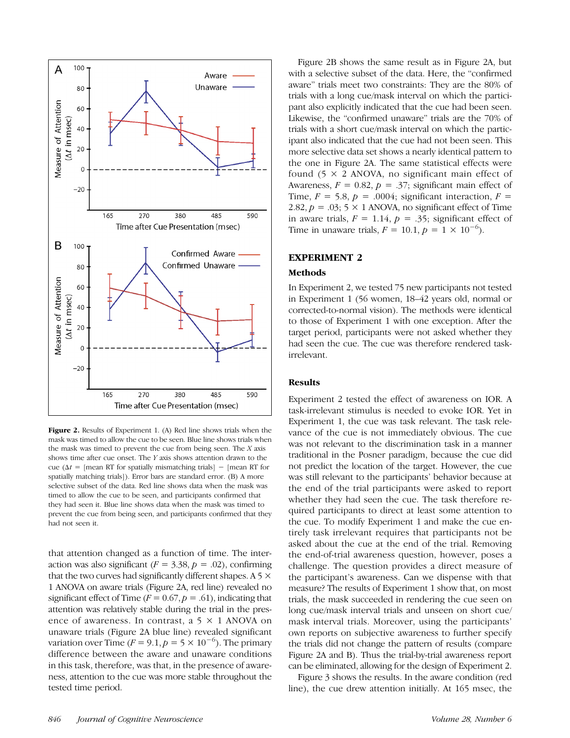**Figure 2.** Results of Experiment 1. (A) Red line shows trials when the mask was timed to allow the cue to be seen. Blue line shows trials when the mask was timed to prevent the cue from being seen. The *X* axis shows time after cue onset. The *Y* axis shows attention drawn to the cue ($\Delta t$ = [mean RT for spatially mismatching trials] − [mean RT for spatially matching trials]). Error bars are standard error. (B) A more selective subset of the data. Red line shows data when the mask was timed to allow the cue to be seen, and participants confirmed that they had seen it. Blue line shows data when the mask was timed to prevent the cue from being seen, and participants confirmed that they had not seen it.

that attention changed as a function of time. The interaction was also significant ($F = 3.38$, $p = .02$), confirming that the two curves had significantly different shapes. A 5 × 1 ANOVA on aware trials (Figure 2A, red line) revealed no significant effect of Time ($F = 0.67$, $p = .61$), indicating that attention was relatively stable during the trial in the presence of awareness. In contrast, a 5 × 1 ANOVA on unaware trials (Figure 2A blue line) revealed significant variation over Time ($F = 9.1$, $p = 5 \times 10^{-6}$). The primary difference between the aware and unaware conditions in this task, therefore, was that, in the presence of awareness, attention to the cue was more stable throughout the tested time period.

Figure 2B shows the same result as in Figure 2A, but with a selective subset of the data. Here, the "confirmed aware" trials meet two constraints: They are the 80% of trials with a long cue/mask interval on which the participant also explicitly indicated that the cue had been seen. Likewise, the "confirmed unaware" trials are the 70% of trials with a short cue/mask interval on which the participant also indicated that the cue had not been seen. This more selective data set shows a nearly identical pattern to the one in Figure 2A. The same statistical effects were found (5 × 2 ANOVA, no significant main effect of Awareness, $F = 0.82$, $p = .37$; significant main effect of Time, $F = 5.8$, $p = .0004$; significant interaction, $F = 2.82$, $p = .03$; 5 × 1 ANOVA, no significant effect of Time in aware trials, $F = 1.14$, $p = .35$; significant effect of Time in unaware trials, $F = 10.1$, $p = 1 \times 10^{-6}$).

## EXPERIMENT 2

### Methods

In Experiment 2, we tested 75 new participants not tested in Experiment 1 (56 women, 18–42 years old, normal or corrected-to-normal vision). The methods were identical to those of Experiment 1 with one exception. After the target period, participants were not asked whether they had seen the cue. The cue was therefore rendered task-irrelevant.

### Results

Experiment 2 tested the effect of awareness on IOR. A task-irrelevant stimulus is needed to evoke IOR. Yet in Experiment 1, the cue was task relevant. The task relevance of the cue is not immediately obvious. The cue was not relevant to the discrimination task in a manner traditional in the Posner paradigm, because the cue did not predict the location of the target. However, the cue was still relevant to the participants' behavior because at the end of the trial participants were asked to report whether they had seen the cue. The task therefore required participants to direct at least some attention to the cue. To modify Experiment 1 and make the cue entirely task irrelevant requires that participants not be asked about the cue at the end of the trial. Removing the end-of-trial awareness question, however, poses a challenge. The question provides a direct measure of the participant's awareness. Can we dispense with that measure? The results of Experiment 1 show that, on most trials, the mask succeeded in rendering the cue seen on long cue/mask interval trials and unseen on short cue/mask interval trials. Moreover, using the participants' own reports on subjective awareness to further specify the trials did not change the pattern of results (compare Figure 2A and B). Thus the trial-by-trial awareness report can be eliminated, allowing for the design of Experiment 2.

Figure 3 shows the results. In the aware condition (red line), the cue drew attention initially. At 165 msec, the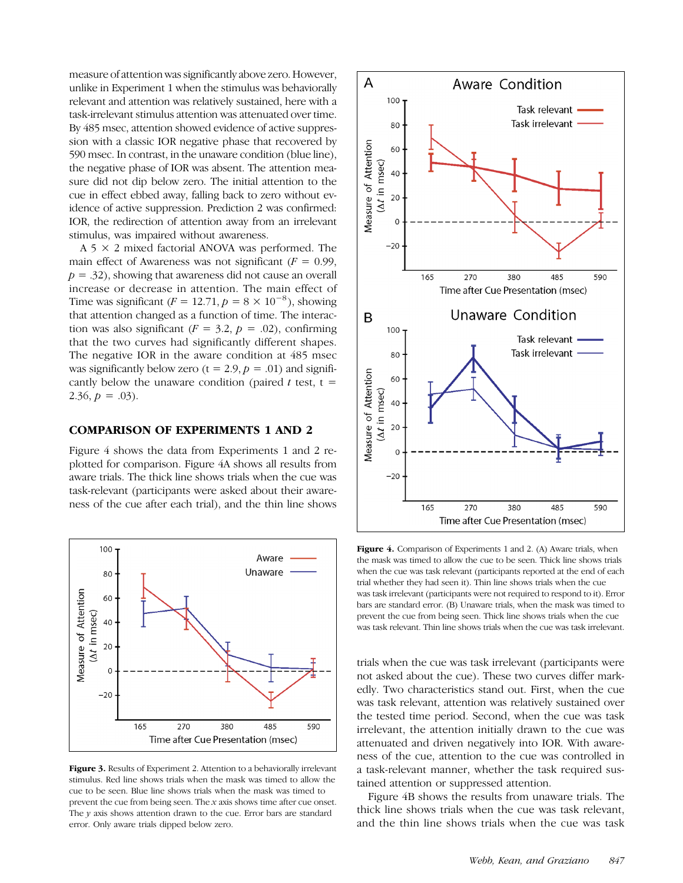measure of attention was significantly above zero. However, unlike in Experiment 1 when the stimulus was behaviorally relevant and attention was relatively sustained, here with a task-irrelevant stimulus attention was attenuated over time. By 485 msec, attention showed evidence of active suppression with a classic IOR negative phase that recovered by 590 msec. In contrast, in the unaware condition (blue line), the negative phase of IOR was absent. The attention measure did not dip below zero. The initial attention to the cue in effect ebbed away, falling back to zero without evidence of active suppression. Prediction 2 was confirmed: IOR, the redirection of attention away from an irrelevant stimulus, was impaired without awareness.

A 5 × 2 mixed factorial ANOVA was performed. The main effect of Awareness was not significant ($F = 0.99$, $p = .32$), showing that awareness did not cause an overall increase or decrease in attention. The main effect of Time was significant ($F = 12.71$, $p = 8 \times 10^{-8}$), showing that attention changed as a function of time. The interaction was also significant ($F = 3.2$, $p = .02$), confirming that the two curves had significantly different shapes. The negative IOR in the aware condition at 485 msec was significantly below zero ($t = 2.9$, $p = .01$) and significantly below the unaware condition (paired $t$ test, $t = 2.36$, $p = .03$).

Figure 3. Results of Experiment 2. Attention to a behaviorally irrelevant stimulus. Red line shows trials when the mask was timed to allow the cue to be seen. Blue line shows trials when the mask was timed to prevent the cue from being seen. The $x$ axis shows time after cue onset. The $y$ axis shows attention drawn to the cue. Error bars are standard error. Only aware trials dipped below zero.

## COMPARISON OF EXPERIMENTS 1 AND 2

Figure 4 shows the data from Experiments 1 and 2 replotted for comparison. Figure 4A shows all results from aware trials. The thick line shows trials when the cue was task-relevant (participants were asked about their awareness of the cue after each trial), and the thin line shows trials when the cue was task irrelevant (participants were not asked about the cue). These two curves differ markedly. Two characteristics stand out. First, when the cue was task relevant, attention was relatively sustained over the tested time period. Second, when the cue was task irrelevant, the attention initially drawn to the cue was attenuated and driven negatively into IOR. With awareness of the cue, attention to the cue was controlled in a task-relevant manner, whether the task required sustained attention or suppressed attention.

Figure 4B shows the results from unaware trials. The thick line shows trials when the cue was task relevant, and the thin line shows trials when the cue was task

Figure 4. Comparison of Experiments 1 and 2. (A) Aware trials, when the mask was timed to allow the cue to be seen. Thick line shows trials when the cue was task relevant (participants reported at the end of each trial whether they had seen it). Thin line shows trials when the cue was task irrelevant (participants were not required to respond to it). Error bars are standard error. (B) Unaware trials, when the mask was timed to prevent the cue from being seen. Thick line shows trials when the cue was task relevant. Thin line shows trials when the cue was task irrelevant.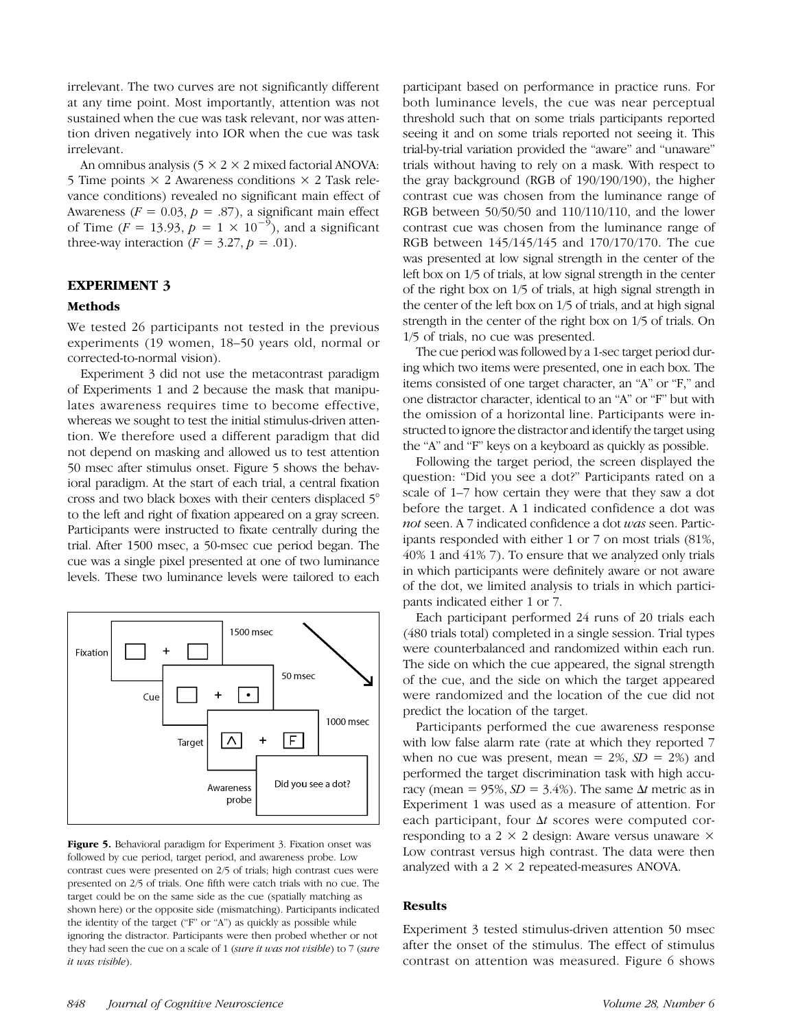irrelevant. The two curves are not significantly different at any time point. Most importantly, attention was not sustained when the cue was task relevant, nor was attention driven negatively into IOR when the cue was task irrelevant.

An omnibus analysis (5 × 2 × 2 mixed factorial ANOVA: 5 Time points × 2 Awareness conditions × 2 Task relevance conditions) revealed no significant main effect of Awareness ($F = 0.03$, $p = .87$), a significant main effect of Time ($F = 13.93$, $p = 1 \times 10^{-9}$), and a significant three-way interaction ($F = 3.27$, $p = .01$).

## EXPERIMENT 3

### Methods

We tested 26 participants not tested in the previous experiments (19 women, 18–50 years old, normal or corrected-to-normal vision).

Experiment 3 did not use the metacontrast paradigm of Experiments 1 and 2 because the mask that manipulates awareness requires time to become effective, whereas we sought to test the initial stimulus-driven attention. We therefore used a different paradigm that did not depend on masking and allowed us to test attention 50 msec after stimulus onset. Figure 5 shows the behavioral paradigm. At the start of each trial, a central fixation cross and two black boxes with their centers displaced 5° to the left and right of fixation appeared on a gray screen. Participants were instructed to fixate centrally during the trial. After 1500 msec, a 50-msec cue period began. The cue was a single pixel presented at one of two luminance levels. These two luminance levels were tailored to each participant based on performance in practice runs. For both luminance levels, the cue was near perceptual threshold such that on some trials participants reported seeing it and on some trials reported not seeing it. This trial-by-trial variation provided the "aware" and "unaware" trials without having to rely on a mask. With respect to the gray background (RGB of 190/190/190), the higher contrast cue was chosen from the luminance range of RGB between 50/50/50 and 110/110/110, and the lower contrast cue was chosen from the luminance range of RGB between 145/145/145 and 170/170/170. The cue was presented at low signal strength in the center of the left box on 1/5 of trials, at low signal strength in the center of the right box on 1/5 of trials, at high signal strength in the center of the left box on 1/5 of trials, and at high signal strength in the center of the right box on 1/5 of trials. On 1/5 of trials, no cue was presented.

**Figure 5.** Behavioral paradigm for Experiment 3. Fixation onset was followed by cue period, target period, and awareness probe. Low contrast cues were presented on 2/5 of trials; high contrast cues were presented on 2/5 of trials. One fifth were catch trials with no cue. The target could be on the same side as the cue (spatially matching as shown here) or the opposite side (mismatching). Participants indicated the identity of the target ("F" or "A") as quickly as possible while ignoring the distractor. Participants were then probed whether or not they had seen the cue on a scale of 1 (*sure it was not visible*) to 7 (*sure it was visible*).

The cue period was followed by a 1-sec target period during which two items were presented, one in each box. The items consisted of one target character, an "A" or "F," and one distractor character, identical to an "A" or "F" but with the omission of a horizontal line. Participants were instructed to ignore the distractor and identify the target using the "A" and "F" keys on a keyboard as quickly as possible.

Following the target period, the screen displayed the question: "Did you see a dot?" Participants rated on a scale of 1–7 how certain they were that they saw a dot before the target. A 1 indicated confidence a dot was *not* seen. A 7 indicated confidence a dot *was* seen. Participants responded with either 1 or 7 on most trials (81%, 40% 1 and 41% 7). To ensure that we analyzed only trials in which participants were definitely aware or not aware of the dot, we limited analysis to trials in which participants indicated either 1 or 7.

Each participant performed 24 runs of 20 trials each (480 trials total) completed in a single session. Trial types were counterbalanced and randomized within each run. The side on which the cue appeared, the signal strength of the cue, and the side on which the target appeared were randomized and the location of the cue did not predict the location of the target.

Participants performed the cue awareness response with low false alarm rate (rate at which they reported 7 when no cue was present, mean = 2%, $SD = 2\%$) and performed the target discrimination task with high accuracy (mean = 95%, $SD = 3.4\%$). The same $\Delta t$ metric as in Experiment 1 was used as a measure of attention. For each participant, four $\Delta t$ scores were computed corresponding to a 2 × 2 design: Aware versus unaware × Low contrast versus high contrast. The data were then analyzed with a 2 × 2 repeated-measures ANOVA.

### Results

Experiment 3 tested stimulus-driven attention 50 msec after the onset of the stimulus. The effect of stimulus contrast on attention was measured. Figure 6 shows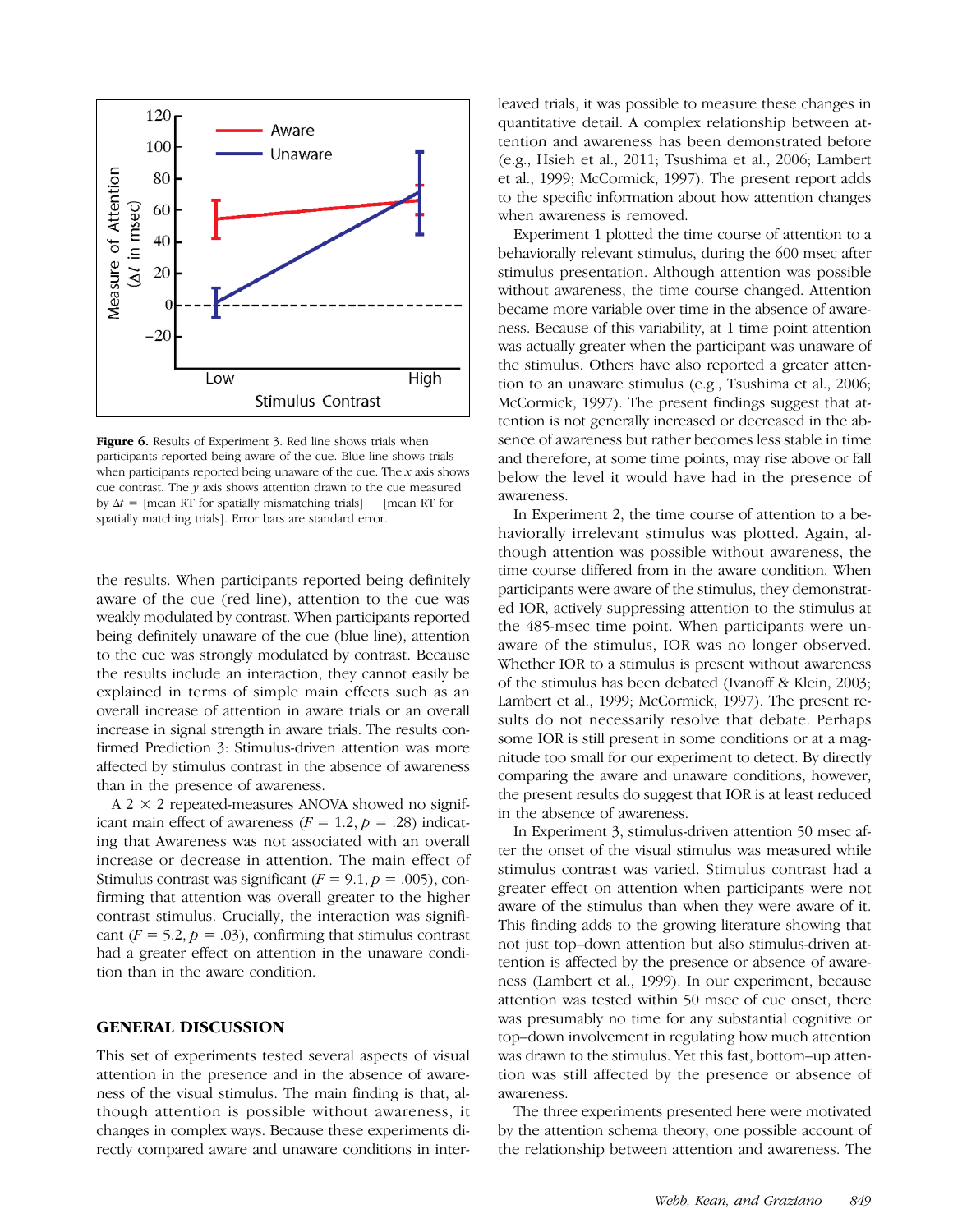**Figure 6.** Results of Experiment 3. Red line shows trials when participants reported being aware of the cue. Blue line shows trials when participants reported being unaware of the cue. The *x* axis shows cue contrast. The *y* axis shows attention drawn to the cue measured by $\Delta t$ = [mean RT for spatially mismatching trials] − [mean RT for spatially matching trials]. Error bars are standard error.

the results. When participants reported being definitely aware of the cue (red line), attention to the cue was weakly modulated by contrast. When participants reported being definitely unaware of the cue (blue line), attention to the cue was strongly modulated by contrast. Because the results include an interaction, they cannot easily be explained in terms of simple main effects such as an overall increase of attention in aware trials or an overall increase in signal strength in aware trials. The results confirmed Prediction 3: Stimulus-driven attention was more affected by stimulus contrast in the absence of awareness than in the presence of awareness.

A 2 × 2 repeated-measures ANOVA showed no significant main effect of awareness ($F = 1.2$, $p = .28$) indicating that Awareness was not associated with an overall increase or decrease in attention. The main effect of Stimulus contrast was significant ($F = 9.1$, $p = .005$), confirming that attention was overall greater to the higher contrast stimulus. Crucially, the interaction was significant ($F = 5.2$, $p = .03$), confirming that stimulus contrast had a greater effect on attention in the unaware condition than in the aware condition.

## GENERAL DISCUSSION

This set of experiments tested several aspects of visual attention in the presence and in the absence of awareness of the visual stimulus. The main finding is that, although attention is possible without awareness, it changes in complex ways. Because these experiments directly compared aware and unaware conditions in interleaved trials, it was possible to measure these changes in quantitative detail. A complex relationship between attention and awareness has been demonstrated before (e.g., Hsieh et al., 2011; Tsushima et al., 2006; Lambert et al., 1999; McCormick, 1997). The present report adds to the specific information about how attention changes when awareness is removed.

Experiment 1 plotted the time course of attention to a behaviorally relevant stimulus, during the 600 msec after stimulus presentation. Although attention was possible without awareness, the time course changed. Attention became more variable over time in the absence of awareness. Because of this variability, at 1 time point attention was actually greater when the participant was unaware of the stimulus. Others have also reported a greater attention to an unaware stimulus (e.g., Tsushima et al., 2006; McCormick, 1997). The present findings suggest that attention is not generally increased or decreased in the absence of awareness but rather becomes less stable in time and therefore, at some time points, may rise above or fall below the level it would have had in the presence of awareness.

In Experiment 2, the time course of attention to a behaviorally irrelevant stimulus was plotted. Again, although attention was possible without awareness, the time course differed from in the aware condition. When participants were aware of the stimulus, they demonstrated IOR, actively suppressing attention to the stimulus at the 485-msec time point. When participants were unaware of the stimulus, IOR was no longer observed. Whether IOR to a stimulus is present without awareness of the stimulus has been debated (Ivanoff & Klein, 2003; Lambert et al., 1999; McCormick, 1997). The present results do not necessarily resolve that debate. Perhaps some IOR is still present in some conditions or at a magnitude too small for our experiment to detect. By directly comparing the aware and unaware conditions, however, the present results do suggest that IOR is at least reduced in the absence of awareness.

In Experiment 3, stimulus-driven attention 50 msec after the onset of the visual stimulus was measured while stimulus contrast was varied. Stimulus contrast had a greater effect on attention when participants were not aware of the stimulus than when they were aware of it. This finding adds to the growing literature showing that not just top–down attention but also stimulus-driven attention is affected by the presence or absence of awareness (Lambert et al., 1999). In our experiment, because attention was tested within 50 msec of cue onset, there was presumably no time for any substantial cognitive or top–down involvement in regulating how much attention was drawn to the stimulus. Yet this fast, bottom–up attention was still affected by the presence or absence of awareness.

The three experiments presented here were motivated by the attention schema theory, one possible account of the relationship between attention and awareness. The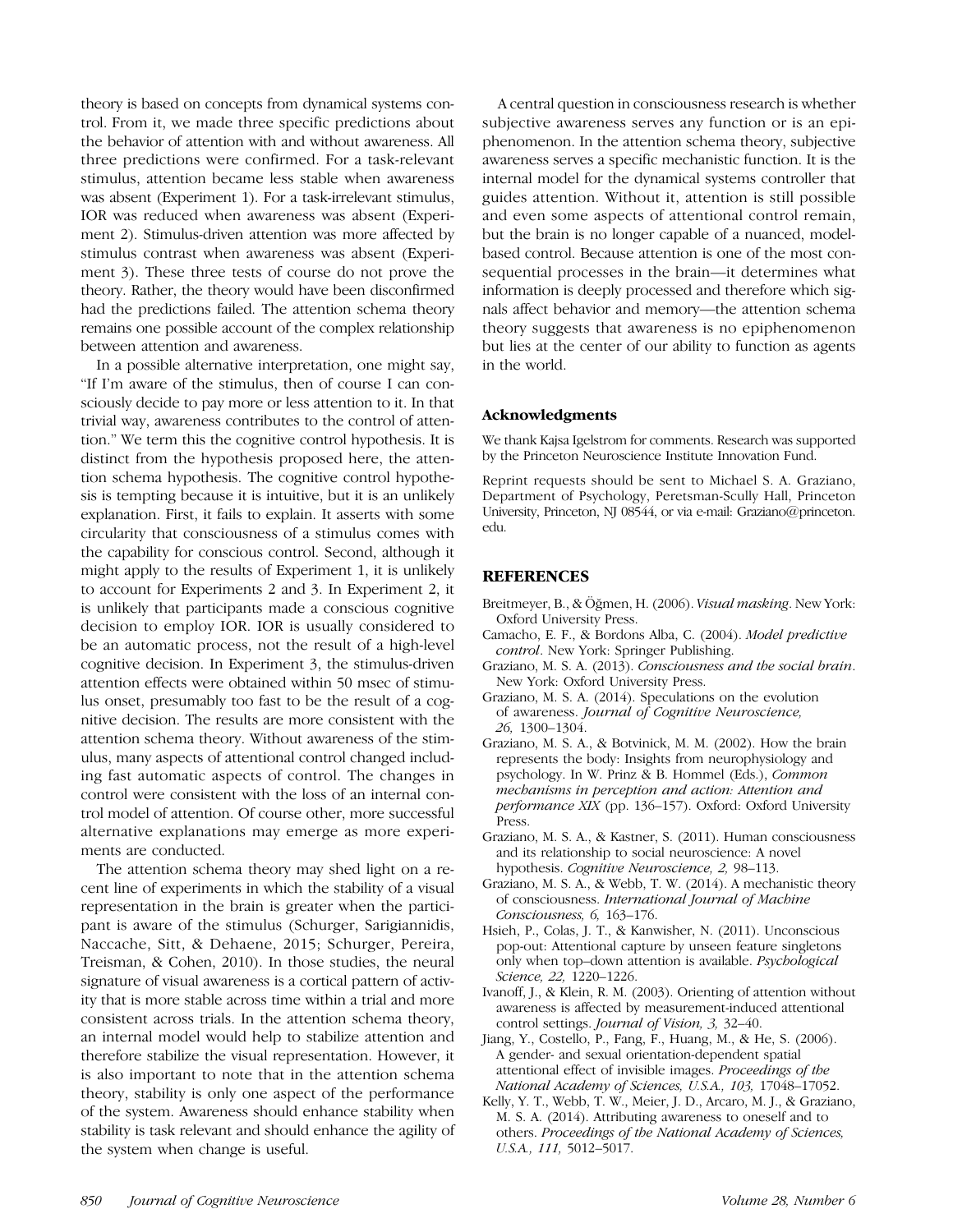theory is based on concepts from dynamical systems control. From it, we made three specific predictions about the behavior of attention with and without awareness. All three predictions were confirmed. For a task-relevant stimulus, attention became less stable when awareness was absent (Experiment 1). For a task-irrelevant stimulus, IOR was reduced when awareness was absent (Experiment 2). Stimulus-driven attention was more affected by stimulus contrast when awareness was absent (Experiment 3). These three tests of course do not prove the theory. Rather, the theory would have been disconfirmed had the predictions failed. The attention schema theory remains one possible account of the complex relationship between attention and awareness.

In a possible alternative interpretation, one might say, "If I'm aware of the stimulus, then of course I can consciously decide to pay more or less attention to it. In that trivial way, awareness contributes to the control of attention." We term this the cognitive control hypothesis. It is distinct from the hypothesis proposed here, the attention schema hypothesis. The cognitive control hypothesis is tempting because it is intuitive, but it is an unlikely explanation. First, it fails to explain. It asserts with some circularity that consciousness of a stimulus comes with the capability for conscious control. Second, although it might apply to the results of Experiment 1, it is unlikely to account for Experiments 2 and 3. In Experiment 2, it is unlikely that participants made a conscious cognitive decision to employ IOR. IOR is usually considered to be an automatic process, not the result of a high-level cognitive decision. In Experiment 3, the stimulus-driven attention effects were obtained within 50 msec of stimulus onset, presumably too fast to be the result of a cognitive decision. The results are more consistent with the attention schema theory. Without awareness of the stimulus, many aspects of attentional control changed including fast automatic aspects of control. The changes in control were consistent with the loss of an internal control model of attention. Of course other, more successful alternative explanations may emerge as more experiments are conducted.

The attention schema theory may shed light on a recent line of experiments in which the stability of a visual representation in the brain is greater when the participant is aware of the stimulus (Schurger, Sarigiannidis, Naccache, Sitt, & Dehaene, 2015; Schurger, Pereira, Treisman, & Cohen, 2010). In those studies, the neural signature of visual awareness is a cortical pattern of activity that is more stable across time within a trial and more consistent across trials. In the attention schema theory, an internal model would help to stabilize attention and therefore stabilize the visual representation. However, it is also important to note that in the attention schema theory, stability is only one aspect of the performance of the system. Awareness should enhance stability when stability is task relevant and should enhance the agility of the system when change is useful.

A central question in consciousness research is whether subjective awareness serves any function or is an epiphenomenon. In the attention schema theory, subjective awareness serves a specific mechanistic function. It is the internal model for the dynamical systems controller that guides attention. Without it, attention is still possible and even some aspects of attentional control remain, but the brain is no longer capable of a nuanced, model-based control. Because attention is one of the most consequential processes in the brain—it determines what information is deeply processed and therefore which signals affect behavior and memory—the attention schema theory suggests that awareness is no epiphenomenon but lies at the center of our ability to function as agents in the world.

### Acknowledgments

We thank Kajsa Igelstrom for comments. Research was supported by the Princeton Neuroscience Institute Innovation Fund.

Reprint requests should be sent to Michael S. A. Graziano, Department of Psychology, Peretsman-Scully Hall, Princeton University, Princeton, NJ 08544, or via e-mail: Graziano@princeton.edu.

## REFERENCES

Breitmeyer, B., & Öğmen, H. (2006). *Visual masking*. New York: Oxford University Press.

Camacho, E. F., & Bordons Alba, C. (2004). *Model predictive control*. New York: Springer Publishing.

Graziano, M. S. A. (2013). *Consciousness and the social brain*. New York: Oxford University Press.

Graziano, M. S. A. (2014). Speculations on the evolution of awareness. *Journal of Cognitive Neuroscience, 26,* 1300–1304.

Graziano, M. S. A., & Botvinick, M. M. (2002). How the brain represents the body: Insights from neurophysiology and psychology. In W. Prinz & B. Hommel (Eds.), *Common mechanisms in perception and action: Attention and performance XIX* (pp. 136–157). Oxford: Oxford University Press.

Graziano, M. S. A., & Kastner, S. (2011). Human consciousness and its relationship to social neuroscience: A novel hypothesis. *Cognitive Neuroscience, 2,* 98–113.

Graziano, M. S. A., & Webb, T. W. (2014). A mechanistic theory of consciousness. *International Journal of Machine Consciousness, 6,* 163–176.

Hsieh, P., Colas, J. T., & Kanwisher, N. (2011). Unconscious pop-out: Attentional capture by unseen feature singletons only when top–down attention is available. *Psychological Science, 22,* 1220–1226.

Ivanoff, J., & Klein, R. M. (2003). Orienting of attention without awareness is affected by measurement-induced attentional control settings. *Journal of Vision, 3,* 32–40.

Jiang, Y., Costello, P., Fang, F., Huang, M., & He, S. (2006). A gender- and sexual orientation-dependent spatial attentional effect of invisible images. *Proceedings of the National Academy of Sciences, U.S.A., 103,* 17048–17052.

Kelly, Y. T., Webb, T. W., Meier, J. D., Arcaro, M. J., & Graziano, M. S. A. (2014). Attributing awareness to oneself and to others. *Proceedings of the National Academy of Sciences, U.S.A., 111,* 5012–5017.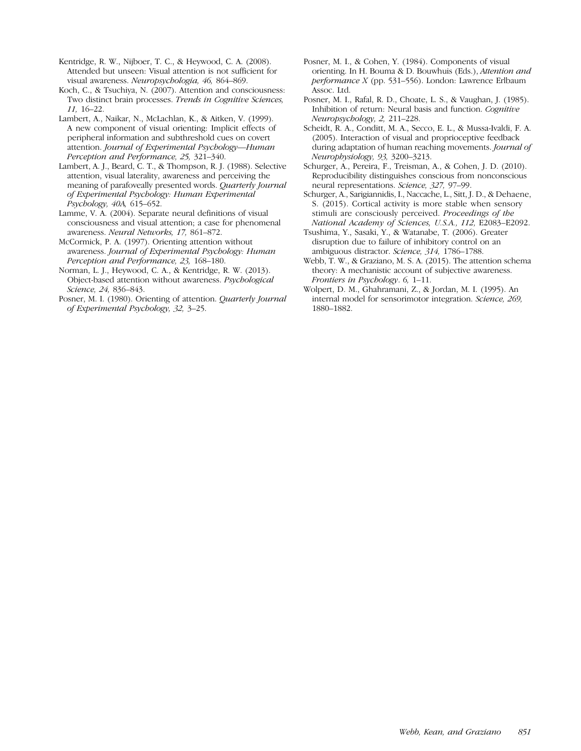Kentridge, R. W., Nijboer, T. C., & Heywood, C. A. (2008). Attended but unseen: Visual attention is not sufficient for visual awareness. *Neuropsychologia, 46,* 864–869.

Koch, C., & Tsuchiya, N. (2007). Attention and consciousness: Two distinct brain processes. *Trends in Cognitive Sciences, 11,* 16–22.

Lambert, A., Naikar, N., McLachlan, K., & Aitken, V. (1999). A new component of visual orienting: Implicit effects of peripheral information and subthreshold cues on covert attention. *Journal of Experimental Psychology—Human Perception and Performance, 25,* 321–340.

Lambert, A. J., Beard, C. T., & Thompson, R. J. (1988). Selective attention, visual laterality, awareness and perceiving the meaning of parafoveally presented words. *Quarterly Journal of Experimental Psychology: Human Experimental Psychology, 40A,* 615–652.

Lamme, V. A. (2004). Separate neural definitions of visual consciousness and visual attention; a case for phenomenal awareness. *Neural Networks, 17,* 861–872.

McCormick, P. A. (1997). Orienting attention without awareness. *Journal of Experimental Psychology: Human Perception and Performance, 23,* 168–180.

Norman, L. J., Heywood, C. A., & Kentridge, R. W. (2013). Object-based attention without awareness. *Psychological Science, 24,* 836–843.

Posner, M. I. (1980). Orienting of attention. *Quarterly Journal of Experimental Psychology, 32,* 3–25.

Posner, M. I., & Cohen, Y. (1984). Components of visual orienting. In H. Bouma & D. Bouwhuis (Eds.), *Attention and performance X* (pp. 531–556). London: Lawrence Erlbaum Assoc. Ltd.

Posner, M. I., Rafal, R. D., Choate, L. S., & Vaughan, J. (1985). Inhibition of return: Neural basis and function. *Cognitive Neuropsychology, 2,* 211–228.

Scheidt, R. A., Conditt, M. A., Secco, E. L., & Mussa-Ivaldi, F. A. (2005). Interaction of visual and proprioceptive feedback during adaptation of human reaching movements. *Journal of Neurophysiology, 93,* 3200–3213.

Schurger, A., Pereira, F., Treisman, A., & Cohen, J. D. (2010). Reproducibility distinguishes conscious from nonconscious neural representations. *Science, 327,* 97–99.

Schurger, A., Sarigiannidis, I., Naccache, L., Sitt, J. D., & Dehaene, S. (2015). Cortical activity is more stable when sensory stimuli are consciously perceived. *Proceedings of the National Academy of Sciences, U.S.A., 112,* E2083–E2092.

Tsushima, Y., Sasaki, Y., & Watanabe, T. (2006). Greater disruption due to failure of inhibitory control on an ambiguous distractor. *Science, 314,* 1786–1788.

Webb, T. W., & Graziano, M. S. A. (2015). The attention schema theory: A mechanistic account of subjective awareness. *Frontiers in Psychology*. *6,* 1–11.

Wolpert, D. M., Ghahramani, Z., & Jordan, M. I. (1995). An internal model for sensorimotor integration. *Science, 269,* 1880–1882.